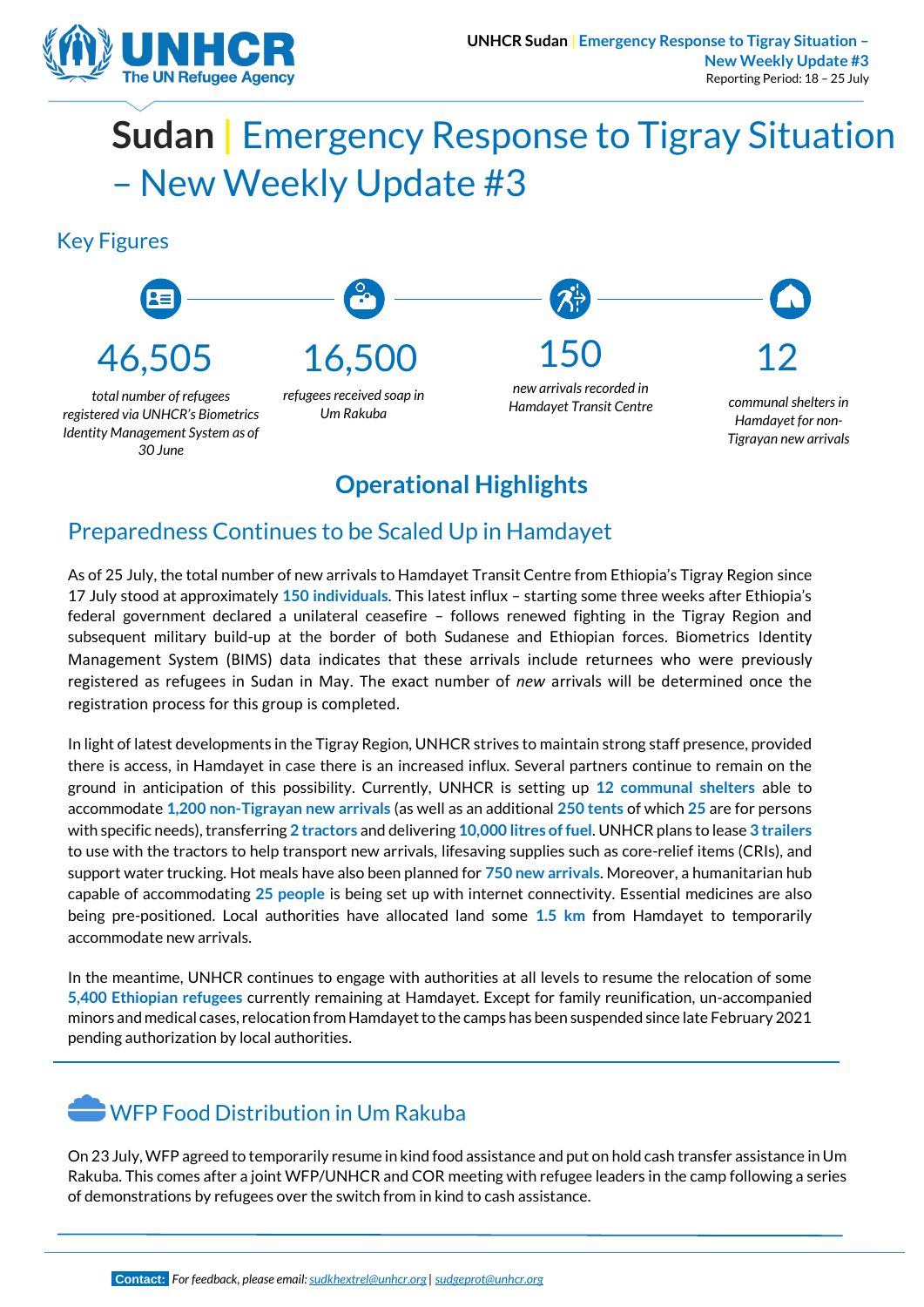# Sudan | Emergency Response to Tigray Situation – New Weekly Update #3

UNHCR Sudan | Emergency Response to Tigray Situation – New Weekly Update #3
Reporting Period: 18 – 25 July

## Key Figures

**46,505**
*total number of refugees registered via UNHCR's Biometrics Identity Management System as of 30 June*

**16,500**
*refugees received soap in Um Rakuba*

**150**
*new arrivals recorded in Hamdayet Transit Centre*

**12**
*communal shelters in Hamdayet for non-Tigrayan new arrivals*

## Operational Highlights

### Preparedness Continues to be Scaled Up in Hamdayet

As of 25 July, the total number of new arrivals to Hamdayet Transit Centre from Ethiopia's Tigray Region since 17 July stood at approximately **150 individuals**. This latest influx – starting some three weeks after Ethiopia's federal government declared a unilateral ceasefire – follows renewed fighting in the Tigray Region and subsequent military build-up at the border of both Sudanese and Ethiopian forces. Biometrics Identity Management System (BIMS) data indicates that these arrivals include returnees who were previously registered as refugees in Sudan in May. The exact number of *new* arrivals will be determined once the registration process for this group is completed.

In light of latest developments in the Tigray Region, UNHCR strives to maintain strong staff presence, provided there is access, in Hamdayet in case there is an increased influx. Several partners continue to remain on the ground in anticipation of this possibility. Currently, UNHCR is setting up **12 communal shelters** able to accommodate **1,200 non-Tigrayan new arrivals** (as well as an additional **250 tents** of which **25** are for persons with specific needs), transferring **2 tractors** and delivering **10,000 litres of fuel**. UNHCR plans to lease **3 trailers** to use with the tractors to help transport new arrivals, lifesaving supplies such as core-relief items (CRIs), and support water trucking. Hot meals have also been planned for **750 new arrivals**. Moreover, a humanitarian hub capable of accommodating **25 people** is being set up with internet connectivity. Essential medicines are also being pre-positioned. Local authorities have allocated land some **1.5 km** from Hamdayet to temporarily accommodate new arrivals.

In the meantime, UNHCR continues to engage with authorities at all levels to resume the relocation of some **5,400 Ethiopian refugees** currently remaining at Hamdayet. Except for family reunification, un-accompanied minors and medical cases, relocation from Hamdayet to the camps has been suspended since late February 2021 pending authorization by local authorities.

### WFP Food Distribution in Um Rakuba

On 23 July, WFP agreed to temporarily resume in kind food assistance and put on hold cash transfer assistance in Um Rakuba. This comes after a joint WFP/UNHCR and COR meeting with refugee leaders in the camp following a series of demonstrations by refugees over the switch from in kind to cash assistance.

**Contact:** *For feedback, please email:* sudkhextrel@unhcr.org | sudgeprot@unhcr.org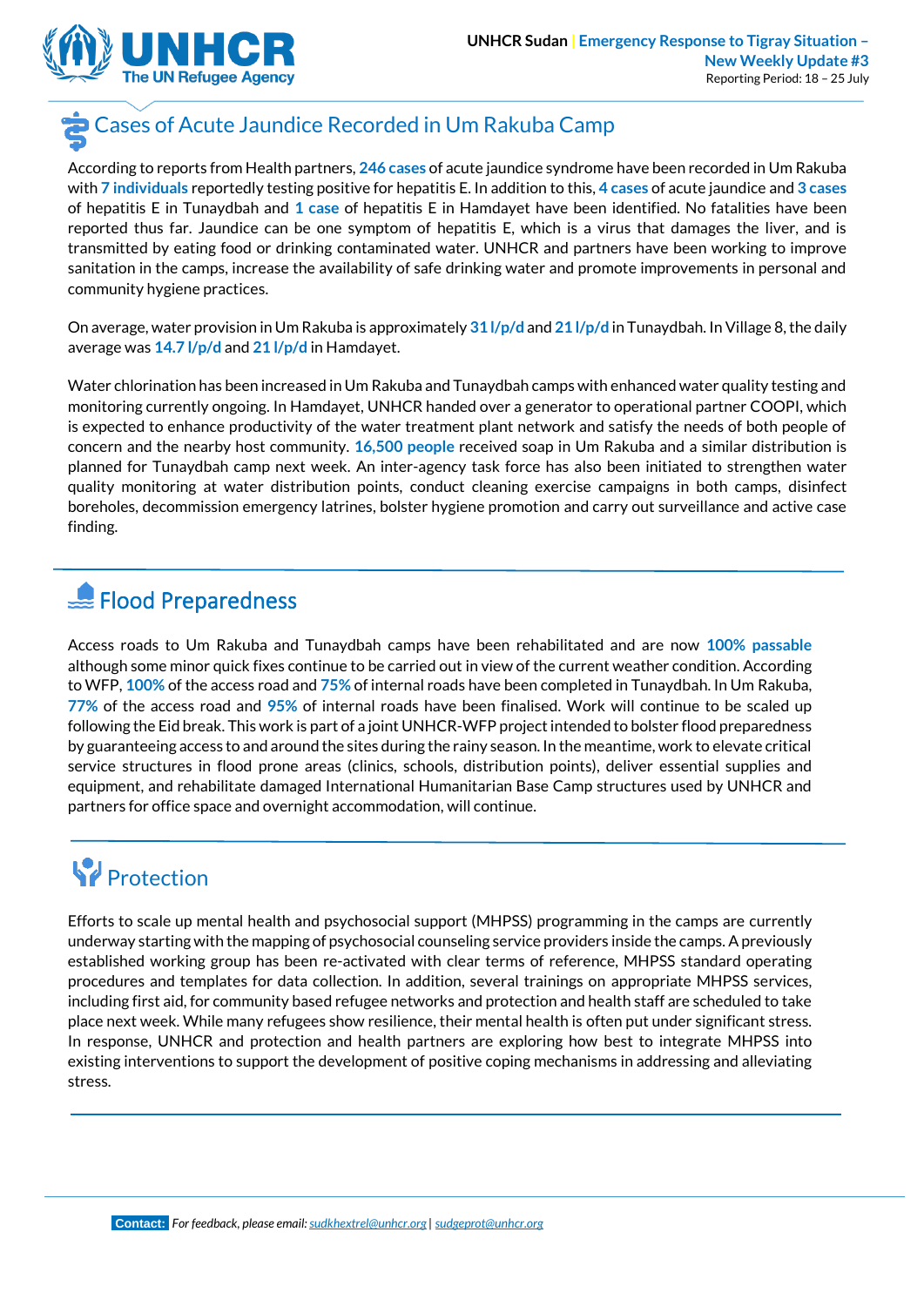## Cases of Acute Jaundice Recorded in Um Rakuba Camp

According to reports from Health partners, **246 cases** of acute jaundice syndrome have been recorded in Um Rakuba with **7 individuals** reportedly testing positive for hepatitis E. In addition to this, **4 cases** of acute jaundice and **3 cases** of hepatitis E in Tunaydbah and **1 case** of hepatitis E in Hamdayet have been identified. No fatalities have been reported thus far. Jaundice can be one symptom of hepatitis E, which is a virus that damages the liver, and is transmitted by eating food or drinking contaminated water. UNHCR and partners have been working to improve sanitation in the camps, increase the availability of safe drinking water and promote improvements in personal and community hygiene practices.

On average, water provision in Um Rakuba is approximately **31 l/p/d** and **21 l/p/d** in Tunaydbah. In Village 8, the daily average was **14.7 l/p/d** and **21 l/p/d** in Hamdayet.

Water chlorination has been increased in Um Rakuba and Tunaydbah camps with enhanced water quality testing and monitoring currently ongoing. In Hamdayet, UNHCR handed over a generator to operational partner COOPI, which is expected to enhance productivity of the water treatment plant network and satisfy the needs of both people of concern and the nearby host community. **16,500 people** received soap in Um Rakuba and a similar distribution is planned for Tunaydbah camp next week. An inter-agency task force has also been initiated to strengthen water quality monitoring at water distribution points, conduct cleaning exercise campaigns in both camps, disinfect boreholes, decommission emergency latrines, bolster hygiene promotion and carry out surveillance and active case finding.

## Flood Preparedness

Access roads to Um Rakuba and Tunaydbah camps have been rehabilitated and are now **100% passable** although some minor quick fixes continue to be carried out in view of the current weather condition. According to WFP, **100%** of the access road and **75%** of internal roads have been completed in Tunaydbah. In Um Rakuba, **77%** of the access road and **95%** of internal roads have been finalised. Work will continue to be scaled up following the Eid break. This work is part of a joint UNHCR-WFP project intended to bolster flood preparedness by guaranteeing access to and around the sites during the rainy season. In the meantime, work to elevate critical service structures in flood prone areas (clinics, schools, distribution points), deliver essential supplies and equipment, and rehabilitate damaged International Humanitarian Base Camp structures used by UNHCR and partners for office space and overnight accommodation, will continue.

## Protection

Efforts to scale up mental health and psychosocial support (MHPSS) programming in the camps are currently underway starting with the mapping of psychosocial counseling service providers inside the camps. A previously established working group has been re-activated with clear terms of reference, MHPSS standard operating procedures and templates for data collection. In addition, several trainings on appropriate MHPSS services, including first aid, for community based refugee networks and protection and health staff are scheduled to take place next week. While many refugees show resilience, their mental health is often put under significant stress. In response, UNHCR and protection and health partners are exploring how best to integrate MHPSS into existing interventions to support the development of positive coping mechanisms in addressing and alleviating stress.

**Contact:** *For feedback, please email: sudkhextrel@unhcr.org | sudgeprot@unhcr.org*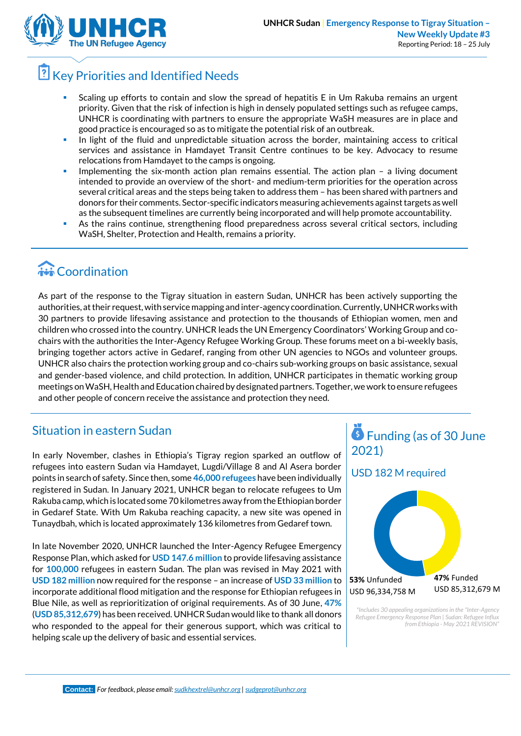## Key Priorities and Identified Needs

- Scaling up efforts to contain and slow the spread of hepatitis E in Um Rakuba remains an urgent priority. Given that the risk of infection is high in densely populated settings such as refugee camps, UNHCR is coordinating with partners to ensure the appropriate WaSH measures are in place and good practice is encouraged so as to mitigate the potential risk of an outbreak.
- In light of the fluid and unpredictable situation across the border, maintaining access to critical services and assistance in Hamdayet Transit Centre continues to be key. Advocacy to resume relocations from Hamdayet to the camps is ongoing.
- Implementing the six-month action plan remains essential. The action plan – a living document intended to provide an overview of the short- and medium-term priorities for the operation across several critical areas and the steps being taken to address them – has been shared with partners and donors for their comments. Sector-specific indicators measuring achievements against targets as well as the subsequent timelines are currently being incorporated and will help promote accountability.
- As the rains continue, strengthening flood preparedness across several critical sectors, including WaSH, Shelter, Protection and Health, remains a priority.

## Coordination

As part of the response to the Tigray situation in eastern Sudan, UNHCR has been actively supporting the authorities, at their request, with service mapping and inter-agency coordination. Currently, UNHCR works with 30 partners to provide lifesaving assistance and protection to the thousands of Ethiopian women, men and children who crossed into the country. UNHCR leads the UN Emergency Coordinators' Working Group and co-chairs with the authorities the Inter-Agency Refugee Working Group. These forums meet on a bi-weekly basis, bringing together actors active in Gedaref, ranging from other UN agencies to NGOs and volunteer groups. UNHCR also chairs the protection working group and co-chairs sub-working groups on basic assistance, sexual and gender-based violence, and child protection. In addition, UNHCR participates in thematic working group meetings on WaSH, Health and Education chaired by designated partners. Together, we work to ensure refugees and other people of concern receive the assistance and protection they need.

## Situation in eastern Sudan

In early November, clashes in Ethiopia's Tigray region sparked an outflow of refugees into eastern Sudan via Hamdayet, Lugdi/Village 8 and Al Asera border points in search of safety. Since then, some **46,000 refugees** have been individually registered in Sudan. In January 2021, UNHCR began to relocate refugees to Um Rakuba camp, which is located some 70 kilometres away from the Ethiopian border in Gedaref State. With Um Rakuba reaching capacity, a new site was opened in Tunaydbah, which is located approximately 136 kilometres from Gedaref town.

In late November 2020, UNHCR launched the Inter-Agency Refugee Emergency Response Plan, which asked for **USD 147.6 million** to provide lifesaving assistance for **100,000** refugees in eastern Sudan. The plan was revised in May 2021 with **USD 182 million** now required for the response – an increase of **USD 33 million** to incorporate additional flood mitigation and the response for Ethiopian refugees in Blue Nile, as well as reprioritization of original requirements. As of 30 June, **47%** (**USD 85,312,679**) has been received. UNHCR Sudan would like to thank all donors who responded to the appeal for their generous support, which was critical to helping scale up the delivery of basic and essential services.

## Funding (as of 30 June 2021)

### USD 182 M required

**53%** Unfunded
USD 96,334,758 M

**47%** Funded
USD 85,312,679 M

*\*Includes 30 appealing organizations in the "Inter-Agency Refugee Emergency Response Plan | Sudan: Refugee Influx from Ethiopia - May 2021 REVISION"*

**Contact:** *For feedback, please email: sudkhextrel@unhcr.org | sudgeprot@unhcr.org*